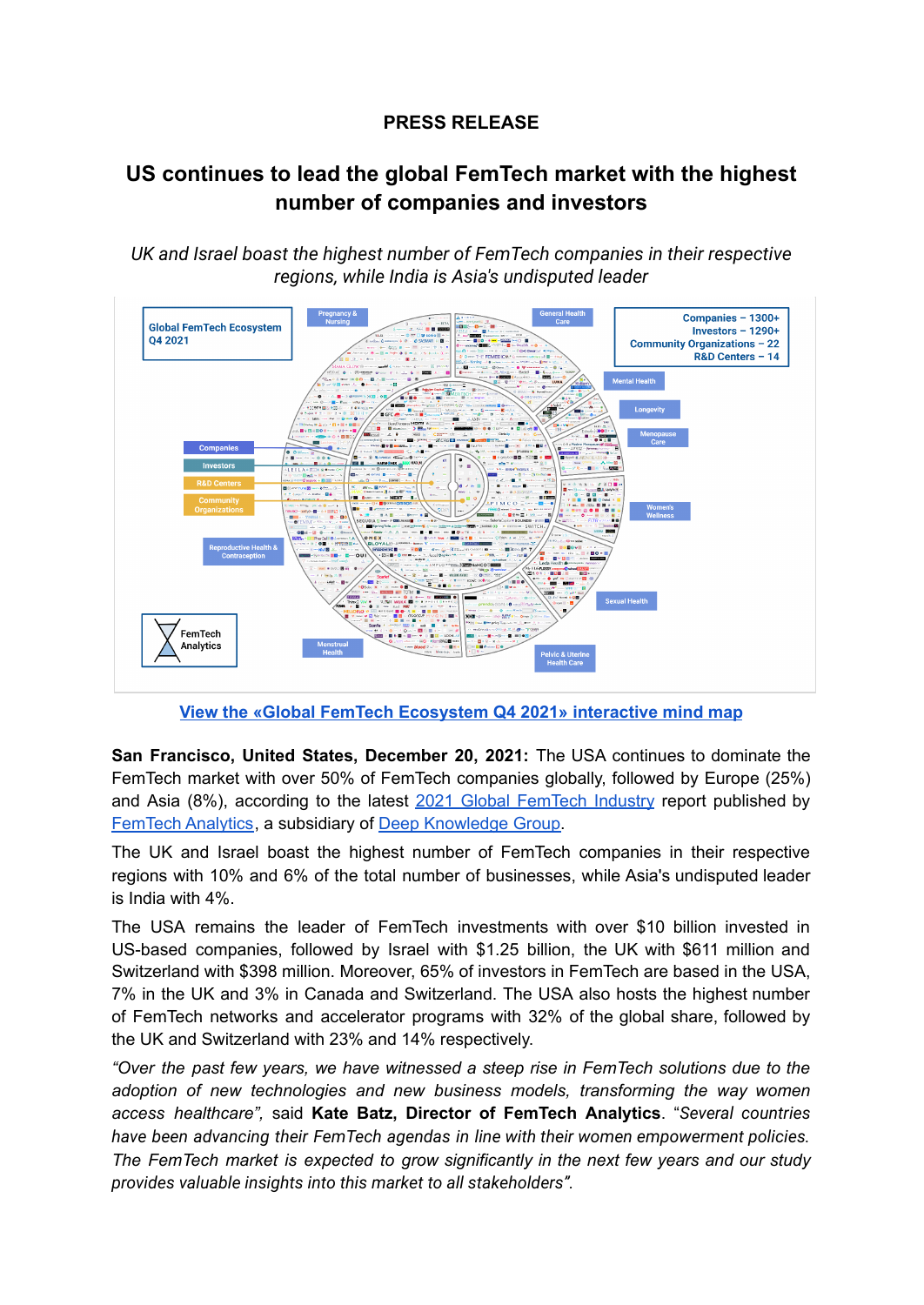**PRESS RELEASE**

# US continues to lead the global FemTech market with the highest number of companies and investors

*UK and Israel boast the highest number of FemTech companies in their respective regions, while India is Asia's undisputed leader*

[View the «Global FemTech Ecosystem Q4 2021» interactive mind map]

**San Francisco, United States, December 20, 2021:** The USA continues to dominate the FemTech market with over 50% of FemTech companies globally, followed by Europe (25%) and Asia (8%), according to the latest 2021 Global FemTech Industry report published by FemTech Analytics, a subsidiary of Deep Knowledge Group.

The UK and Israel boast the highest number of FemTech companies in their respective regions with 10% and 6% of the total number of businesses, while Asia's undisputed leader is India with 4%.

The USA remains the leader of FemTech investments with over $10 billion invested in US-based companies, followed by Israel with $1.25 billion, the UK with $611 million and Switzerland with $398 million. Moreover, 65% of investors in FemTech are based in the USA, 7% in the UK and 3% in Canada and Switzerland. The USA also hosts the highest number of FemTech networks and accelerator programs with 32% of the global share, followed by the UK and Switzerland with 23% and 14% respectively.

*"Over the past few years, we have witnessed a steep rise in FemTech solutions due to the adoption of new technologies and new business models, transforming the way women access healthcare"*, said **Kate Batz, Director of FemTech Analytics**. *"Several countries have been advancing their FemTech agendas in line with their women empowerment policies. The FemTech market is expected to grow significantly in the next few years and our study provides valuable insights into this market to all stakeholders".*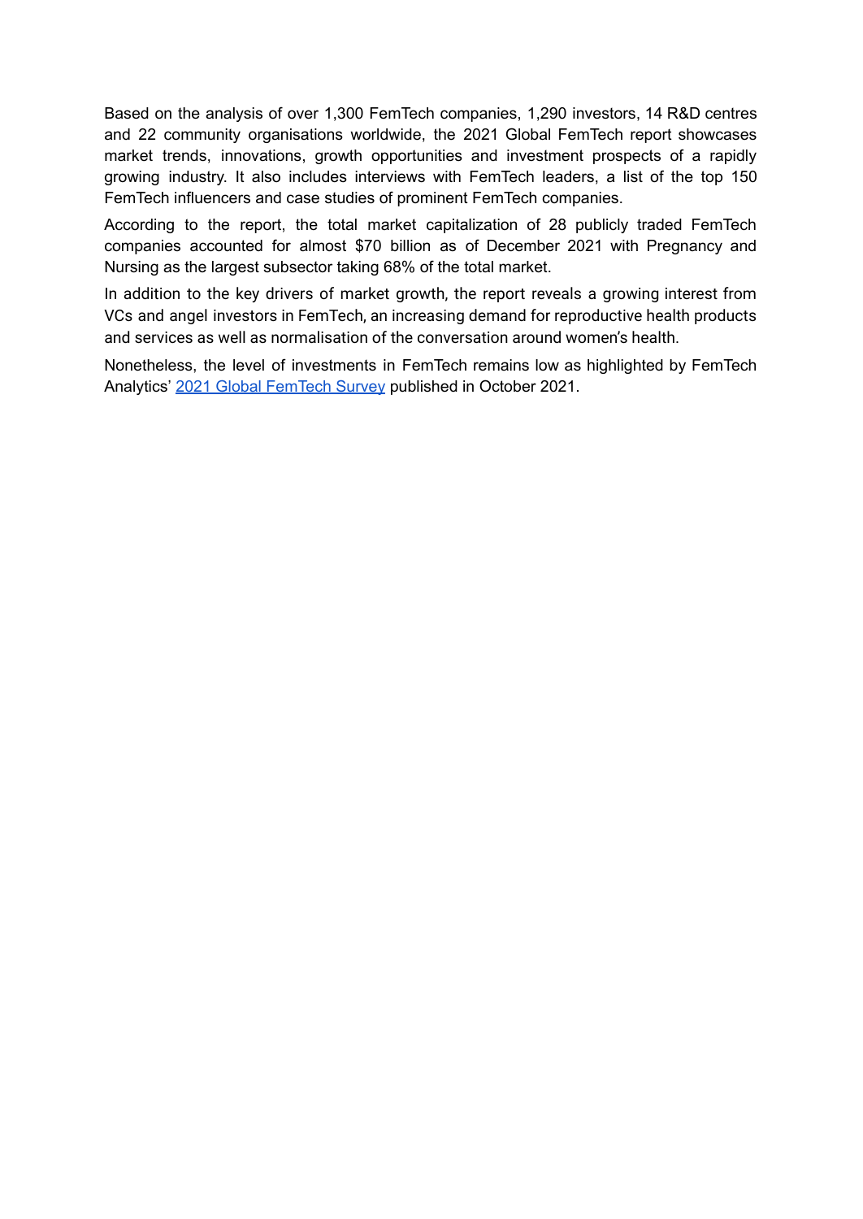Based on the analysis of over 1,300 FemTech companies, 1,290 investors, 14 R&D centres and 22 community organisations worldwide, the 2021 Global FemTech report showcases market trends, innovations, growth opportunities and investment prospects of a rapidly growing industry. It also includes interviews with FemTech leaders, a list of the top 150 FemTech influencers and case studies of prominent FemTech companies.

According to the report, the total market capitalization of 28 publicly traded FemTech companies accounted for almost $70 billion as of December 2021 with Pregnancy and Nursing as the largest subsector taking 68% of the total market.

In addition to the key drivers of market growth, the report reveals a growing interest from VCs and angel investors in FemTech, an increasing demand for reproductive health products and services as well as normalisation of the conversation around women's health.

Nonetheless, the level of investments in FemTech remains low as highlighted by FemTech Analytics' 2021 Global FemTech Survey published in October 2021.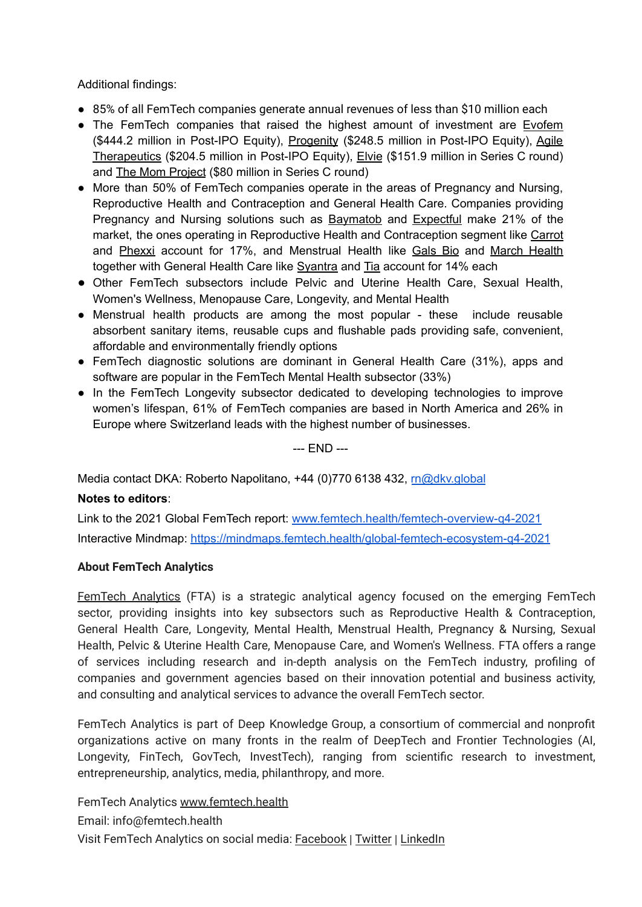Additional findings:

- 85% of all FemTech companies generate annual revenues of less than $10 million each
- The FemTech companies that raised the highest amount of investment are Evofem ($444.2 million in Post-IPO Equity), Progenity ($248.5 million in Post-IPO Equity), Agile Therapeutics ($204.5 million in Post-IPO Equity), Elvie ($151.9 million in Series C round) and The Mom Project ($80 million in Series C round)
- More than 50% of FemTech companies operate in the areas of Pregnancy and Nursing, Reproductive Health and Contraception and General Health Care. Companies providing Pregnancy and Nursing solutions such as Baymatob and Expectful make 21% of the market, the ones operating in Reproductive Health and Contraception segment like Carrot and Phexxi account for 17%, and Menstrual Health like Gals Bio and March Health together with General Health Care like Syantra and Tia account for 14% each
- Other FemTech subsectors include Pelvic and Uterine Health Care, Sexual Health, Women's Wellness, Menopause Care, Longevity, and Mental Health
- Menstrual health products are among the most popular - these include reusable absorbent sanitary items, reusable cups and flushable pads providing safe, convenient, affordable and environmentally friendly options
- FemTech diagnostic solutions are dominant in General Health Care (31%), apps and software are popular in the FemTech Mental Health subsector (33%)
- In the FemTech Longevity subsector dedicated to developing technologies to improve women's lifespan, 61% of FemTech companies are based in North America and 26% in Europe where Switzerland leads with the highest number of businesses.

--- END ---

Media contact DKA: Roberto Napolitano, +44 (0)770 6138 432, rn@dkv.global

**Notes to editors**:

Link to the 2021 Global FemTech report: www.femtech.health/femtech-overview-q4-2021

Interactive Mindmap: https://mindmaps.femtech.health/global-femtech-ecosystem-q4-2021

**About FemTech Analytics**

FemTech Analytics (FTA) is a strategic analytical agency focused on the emerging FemTech sector, providing insights into key subsectors such as Reproductive Health & Contraception, General Health Care, Longevity, Mental Health, Menstrual Health, Pregnancy & Nursing, Sexual Health, Pelvic & Uterine Health Care, Menopause Care, and Women's Wellness. FTA offers a range of services including research and in-depth analysis on the FemTech industry, profiling of companies and government agencies based on their innovation potential and business activity, and consulting and analytical services to advance the overall FemTech sector.

FemTech Analytics is part of Deep Knowledge Group, a consortium of commercial and nonprofit organizations active on many fronts in the realm of DeepTech and Frontier Technologies (AI, Longevity, FinTech, GovTech, InvestTech), ranging from scientific research to investment, entrepreneurship, analytics, media, philanthropy, and more.

FemTech Analytics www.femtech.health

Email: info@femtech.health

Visit FemTech Analytics on social media: Facebook | Twitter | LinkedIn